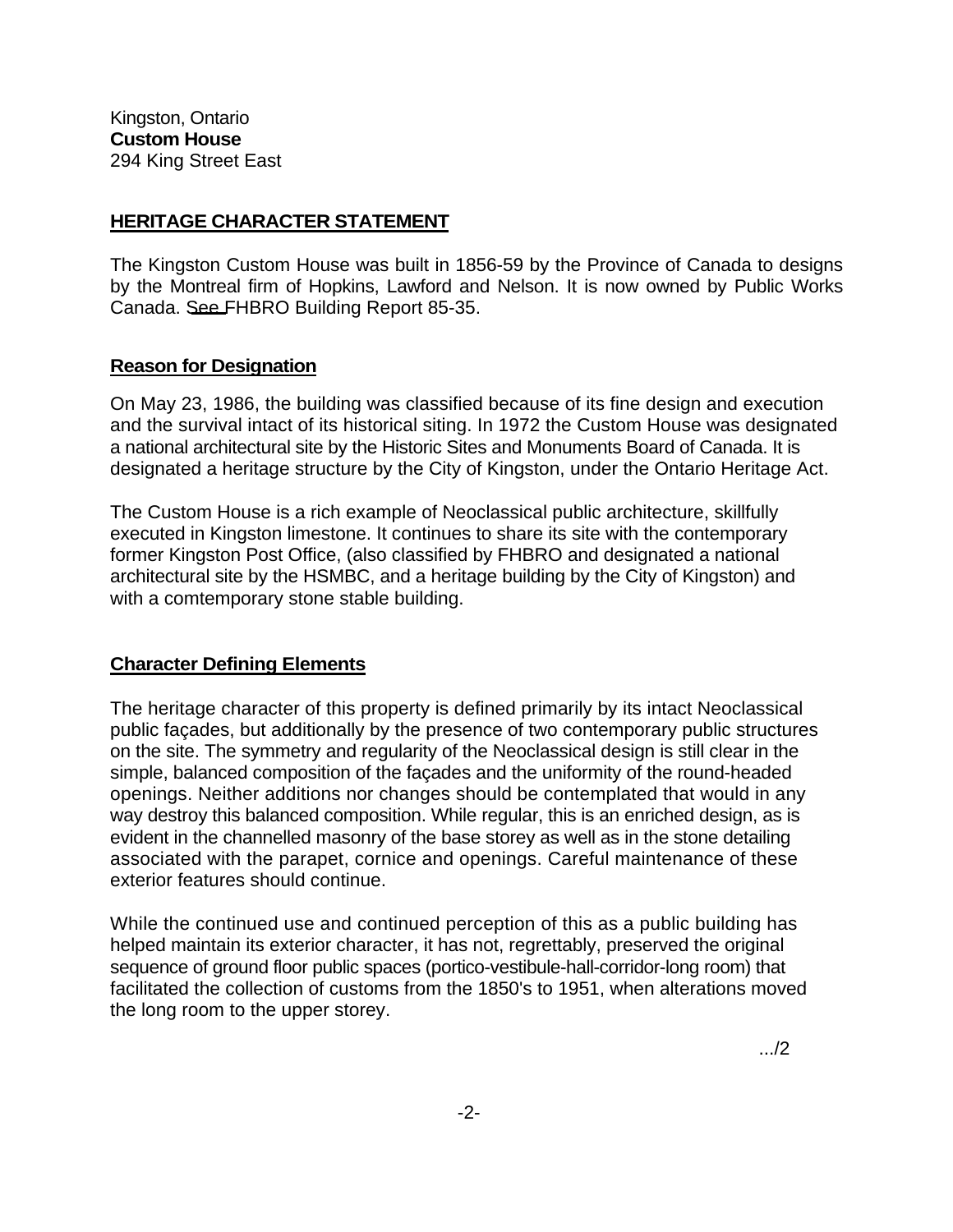Kingston, Ontario
**Custom House**
294 King Street East

## HERITAGE CHARACTER STATEMENT

The Kingston Custom House was built in 1856-59 by the Province of Canada to designs by the Montreal firm of Hopkins, Lawford and Nelson. It is now owned by Public Works Canada. See FHBRO Building Report 85-35.

### Reason for Designation

On May 23, 1986, the building was classified because of its fine design and execution and the survival intact of its historical siting. In 1972 the Custom House was designated a national architectural site by the Historic Sites and Monuments Board of Canada. It is designated a heritage structure by the City of Kingston, under the Ontario Heritage Act.

The Custom House is a rich example of Neoclassical public architecture, skillfully executed in Kingston limestone. It continues to share its site with the contemporary former Kingston Post Office, (also classified by FHBRO and designated a national architectural site by the HSMBC, and a heritage building by the City of Kingston) and with a comtemporary stone stable building.

### Character Defining Elements

The heritage character of this property is defined primarily by its intact Neoclassical public façades, but additionally by the presence of two contemporary public structures on the site. The symmetry and regularity of the Neoclassical design is still clear in the simple, balanced composition of the façades and the uniformity of the round-headed openings. Neither additions nor changes should be contemplated that would in any way destroy this balanced composition. While regular, this is an enriched design, as is evident in the channelled masonry of the base storey as well as in the stone detailing associated with the parapet, cornice and openings. Careful maintenance of these exterior features should continue.

While the continued use and continued perception of this as a public building has helped maintain its exterior character, it has not, regrettably, preserved the original sequence of ground floor public spaces (portico-vestibule-hall-corridor-long room) that facilitated the collection of customs from the 1850's to 1951, when alterations moved the long room to the upper storey.

.../2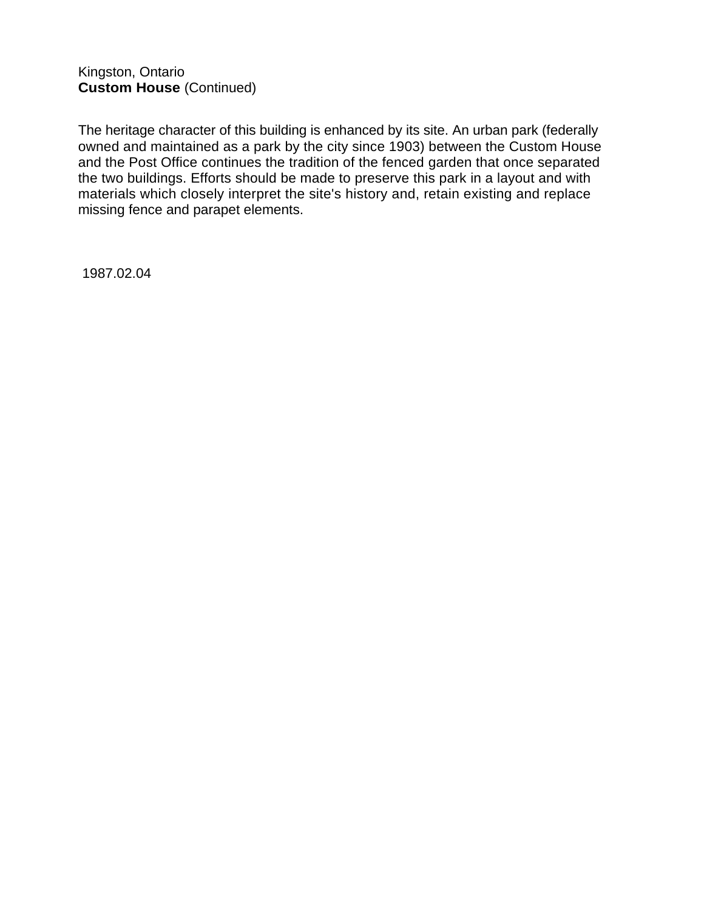Kingston, Ontario
**Custom House** (Continued)

The heritage character of this building is enhanced by its site. An urban park (federally owned and maintained as a park by the city since 1903) between the Custom House and the Post Office continues the tradition of the fenced garden that once separated the two buildings. Efforts should be made to preserve this park in a layout and with materials which closely interpret the site's history and, retain existing and replace missing fence and parapet elements.

1987.02.04